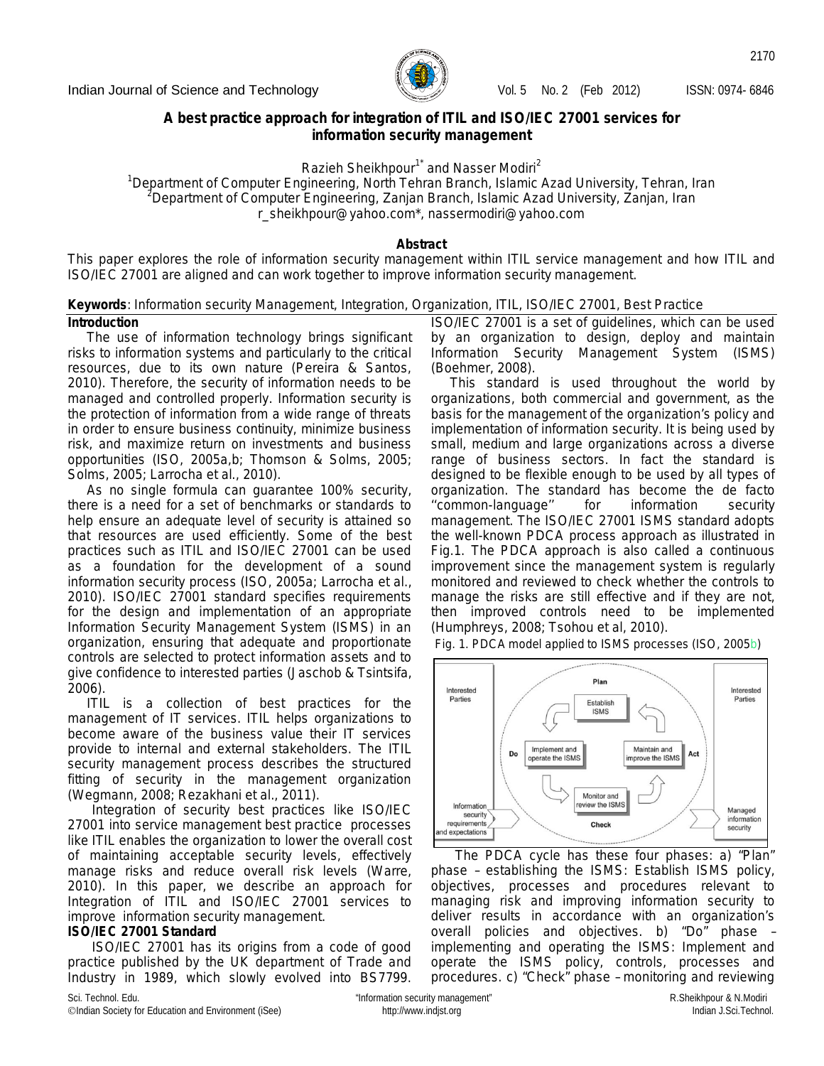# A best practice approach for integration of ITIL and ISO/IEC 27001 services for information security management

Razieh Sheikhpour[1*] and Nasser Modiri[2]

[1]Department of Computer Engineering, North Tehran Branch, Islamic Azad University, Tehran, Iran
[2]Department of Computer Engineering, Zanjan Branch, Islamic Azad University, Zanjan, Iran
r_sheikhpour@yahoo.com*, nassermodiri@yahoo.com

## Abstract

This paper explores the role of information security management within ITIL service management and how ITIL and ISO/IEC 27001 are aligned and can work together to improve information security management.

**Keywords**: Information security Management, Integration, Organization, ITIL, ISO/IEC 27001, Best Practice

## Introduction

The use of information technology brings significant risks to information systems and particularly to the critical resources, due to its own nature (Pereira & Santos, 2010). Therefore, the security of information needs to be managed and controlled properly. Information security is the protection of information from a wide range of threats in order to ensure business continuity, minimize business risk, and maximize return on investments and business opportunities (ISO, 2005a,b; Thomson & Solms, 2005; Solms, 2005; Larrocha et al., 2010).

As no single formula can guarantee 100% security, there is a need for a set of benchmarks or standards to help ensure an adequate level of security is attained so that resources are used efficiently. Some of the best practices such as ITIL and ISO/IEC 27001 can be used as a foundation for the development of a sound information security process (ISO, 2005a; Larrocha et al., 2010). ISO/IEC 27001 standard specifies requirements for the design and implementation of an appropriate Information Security Management System (ISMS) in an organization, ensuring that adequate and proportionate controls are selected to protect information assets and to give confidence to interested parties (Jaschob & Tsintsifa, 2006).

ITIL is a collection of best practices for the management of IT services. ITIL helps organizations to become aware of the business value their IT services provide to internal and external stakeholders. The ITIL security management process describes the structured fitting of security in the management organization (Wegmann, 2008; Rezakhani et al., 2011).

Integration of security best practices like ISO/IEC 27001 into service management best practice processes like ITIL enables the organization to lower the overall cost of maintaining acceptable security levels, effectively manage risks and reduce overall risk levels (Warre, 2010). In this paper, we describe an approach for Integration of ITIL and ISO/IEC 27001 services to improve information security management.

## ISO/IEC 27001 Standard

ISO/IEC 27001 has its origins from a code of good practice published by the UK department of Trade and Industry in 1989, which slowly evolved into BS7799. ISO/IEC 27001 is a set of guidelines, which can be used by an organization to design, deploy and maintain Information Security Management System (ISMS) (Boehmer, 2008).

This standard is used throughout the world by organizations, both commercial and government, as the basis for the management of the organization's policy and implementation of information security. It is being used by small, medium and large organizations across a diverse range of business sectors. In fact the standard is designed to be flexible enough to be used by all types of organization. The standard has become the de facto "common-language" for information security management. The ISO/IEC 27001 ISMS standard adopts the well-known PDCA process approach as illustrated in Fig.1. The PDCA approach is also called a continuous improvement since the management system is regularly monitored and reviewed to check whether the controls to manage the risks are still effective and if they are not, then improved controls need to be implemented (Humphreys, 2008; Tsohou et al, 2010).

Fig. 1. PDCA model applied to ISMS processes (ISO, 2005b)

The PDCA cycle has these four phases: a) "Plan" phase – establishing the ISMS: Establish ISMS policy, objectives, processes and procedures relevant to managing risk and improving information security to deliver results in accordance with an organization's overall policies and objectives. b) "Do" phase – implementing and operating the ISMS: Implement and operate the ISMS policy, controls, processes and procedures. c) "Check" phase – monitoring and reviewing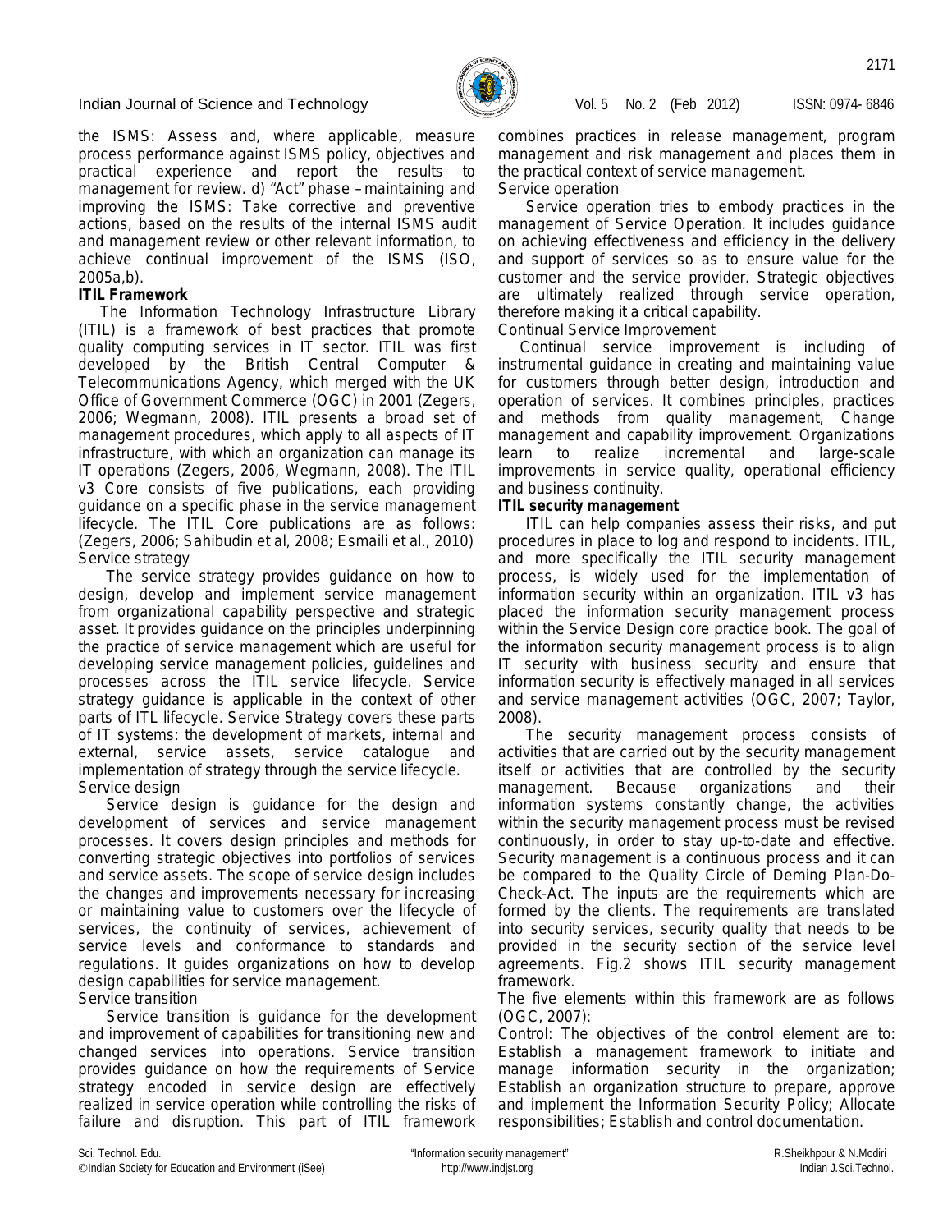the ISMS: Assess and, where applicable, measure process performance against ISMS policy, objectives and practical experience and report the results to management for review. d) "Act" phase – maintaining and improving the ISMS: Take corrective and preventive actions, based on the results of the internal ISMS audit and management review or other relevant information, to achieve continual improvement of the ISMS (ISO, 2005a,b).

**ITIL Framework**

The Information Technology Infrastructure Library (ITIL) is a framework of best practices that promote quality computing services in IT sector. ITIL was first developed by the British Central Computer & Telecommunications Agency, which merged with the UK Office of Government Commerce (OGC) in 2001 (Zegers, 2006; Wegmann, 2008). ITIL presents a broad set of management procedures, which apply to all aspects of IT infrastructure, with which an organization can manage its IT operations (Zegers, 2006, Wegmann, 2008). The ITIL v3 Core consists of five publications, each providing guidance on a specific phase in the service management lifecycle. The ITIL Core publications are as follows: (Zegers, 2006; Sahibudin et al, 2008; Esmaili et al., 2010)

Service strategy

The service strategy provides guidance on how to design, develop and implement service management from organizational capability perspective and strategic asset. It provides guidance on the principles underpinning the practice of service management which are useful for developing service management policies, guidelines and processes across the ITIL service lifecycle. Service strategy guidance is applicable in the context of other parts of ITIL lifecycle. Service Strategy covers these parts of IT systems: the development of markets, internal and external, service assets, service catalogue and implementation of strategy through the service lifecycle.

Service design

Service design is guidance for the design and development of services and service management processes. It covers design principles and methods for converting strategic objectives into portfolios of services and service assets. The scope of service design includes the changes and improvements necessary for increasing or maintaining value to customers over the lifecycle of services, the continuity of services, achievement of service levels and conformance to standards and regulations. It guides organizations on how to develop design capabilities for service management.

Service transition

Service transition is guidance for the development and improvement of capabilities for transitioning new and changed services into operations. Service transition provides guidance on how the requirements of Service strategy encoded in service design are effectively realized in service operation while controlling the risks of failure and disruption. This part of ITIL framework combines practices in release management, program management and risk management and places them in the practical context of service management.

Service operation

Service operation tries to embody practices in the management of Service Operation. It includes guidance on achieving effectiveness and efficiency in the delivery and support of services so as to ensure value for the customer and the service provider. Strategic objectives are ultimately realized through service operation, therefore making it a critical capability.

Continual Service Improvement

Continual service improvement is including of instrumental guidance in creating and maintaining value for customers through better design, introduction and operation of services. It combines principles, practices and methods from quality management, Change management and capability improvement. Organizations learn to realize incremental and large-scale improvements in service quality, operational efficiency and business continuity.

**ITIL security management**

ITIL can help companies assess their risks, and put procedures in place to log and respond to incidents. ITIL, and more specifically the ITIL security management process, is widely used for the implementation of information security within an organization. ITIL v3 has placed the information security management process within the Service Design core practice book. The goal of the information security management process is to align IT security with business security and ensure that information security is effectively managed in all services and service management activities (OGC, 2007; Taylor, 2008).

The security management process consists of activities that are carried out by the security management itself or activities that are controlled by the security management. Because organizations and their information systems constantly change, the activities within the security management process must be revised continuously, in order to stay up-to-date and effective. Security management is a continuous process and it can be compared to the Quality Circle of Deming Plan-Do-Check-Act. The inputs are the requirements which are formed by the clients. The requirements are translated into security services, security quality that needs to be provided in the security section of the service level agreements. Fig.2 shows ITIL security management framework.

The five elements within this framework are as follows (OGC, 2007):

Control: The objectives of the control element are to: Establish a management framework to initiate and manage information security in the organization; Establish an organization structure to prepare, approve and implement the Information Security Policy; Allocate responsibilities; Establish and control documentation.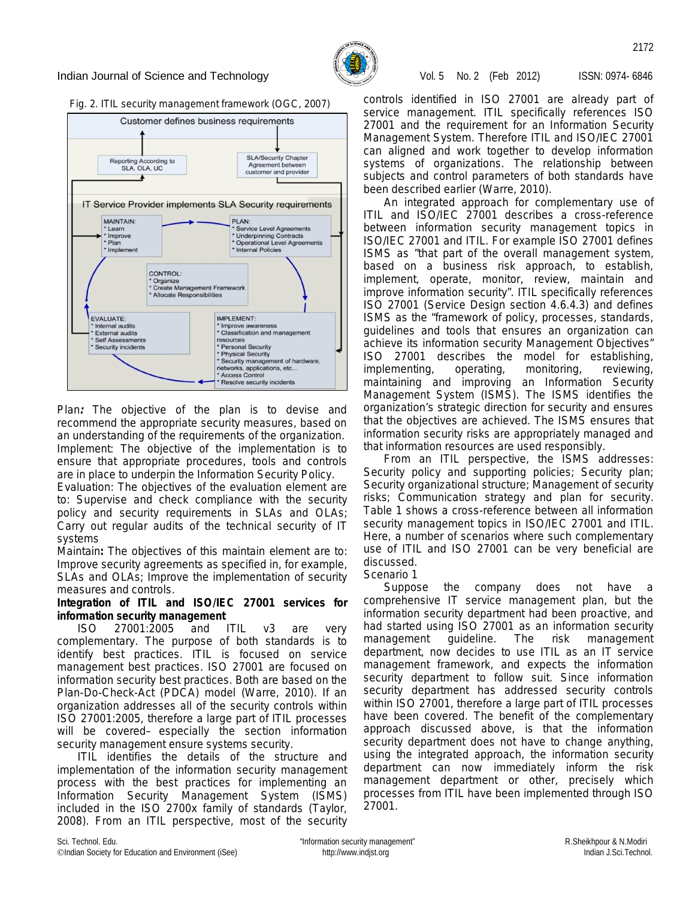Fig. 2. ITIL security management framework (OGC, 2007)

**Plan:** The objective of the plan is to devise and recommend the appropriate security measures, based on an understanding of the requirements of the organization.
Implement: The objective of the implementation is to ensure that appropriate procedures, tools and controls are in place to underpin the Information Security Policy.
Evaluation: The objectives of the evaluation element are to: Supervise and check compliance with the security policy and security requirements in SLAs and OLAs; Carry out regular audits of the technical security of IT systems
Maintain**:** The objectives of this maintain element are to: Improve security agreements as specified in, for example, SLAs and OLAs; Improve the implementation of security measures and controls.

**Integration of ITIL and ISO/IEC 27001 services for information security management**

ISO 27001:2005 and ITIL v3 are very complementary. The purpose of both standards is to identify best practices. ITIL is focused on service management best practices. ISO 27001 are focused on information security best practices. Both are based on the Plan-Do-Check-Act (PDCA) model (Warre, 2010). If an organization addresses all of the security controls within ISO 27001:2005, therefore a large part of ITIL processes will be covered– especially the section information security management ensure systems security.

ITIL identifies the details of the structure and implementation of the information security management process with the best practices for implementing an Information Security Management System (ISMS) included in the ISO 2700x family of standards (Taylor, 2008). From an ITIL perspective, most of the security controls identified in ISO 27001 are already part of service management. ITIL specifically references ISO 27001 and the requirement for an Information Security Management System. Therefore ITIL and ISO/IEC 27001 can aligned and work together to develop information systems of organizations. The relationship between subjects and control parameters of both standards have been described earlier (Warre, 2010).

An integrated approach for complementary use of ITIL and ISO/IEC 27001 describes a cross-reference between information security management topics in ISO/IEC 27001 and ITIL. For example ISO 27001 defines ISMS as "that part of the overall management system, based on a business risk approach, to establish, implement, operate, monitor, review, maintain and improve information security". ITIL specifically references ISO 27001 (Service Design section 4.6.4.3) and defines ISMS as the "framework of policy, processes, standards, guidelines and tools that ensures an organization can achieve its information security Management Objectives" ISO 27001 describes the model for establishing, implementing, operating, monitoring, reviewing, maintaining and improving an Information Security Management System (ISMS). The ISMS identifies the organization's strategic direction for security and ensures that the objectives are achieved. The ISMS ensures that information security risks are appropriately managed and that information resources are used responsibly.

From an ITIL perspective, the ISMS addresses: Security policy and supporting policies; Security plan; Security organizational structure; Management of security risks; Communication strategy and plan for security. Table 1 shows a cross-reference between all information security management topics in ISO/IEC 27001 and ITIL. Here, a number of scenarios where such complementary use of ITIL and ISO 27001 can be very beneficial are discussed.

Scenario 1

Suppose the company does not have a comprehensive IT service management plan, but the information security department had been proactive, and had started using ISO 27001 as an information security management guideline. The risk management department, now decides to use ITIL as an IT service management framework, and expects the information security department to follow suit. Since information security department has addressed security controls within ISO 27001, therefore a large part of ITIL processes have been covered. The benefit of the complementary approach discussed above, is that the information security department does not have to change anything, using the integrated approach, the information security department can now immediately inform the risk management department or other, precisely which processes from ITIL have been implemented through ISO 27001.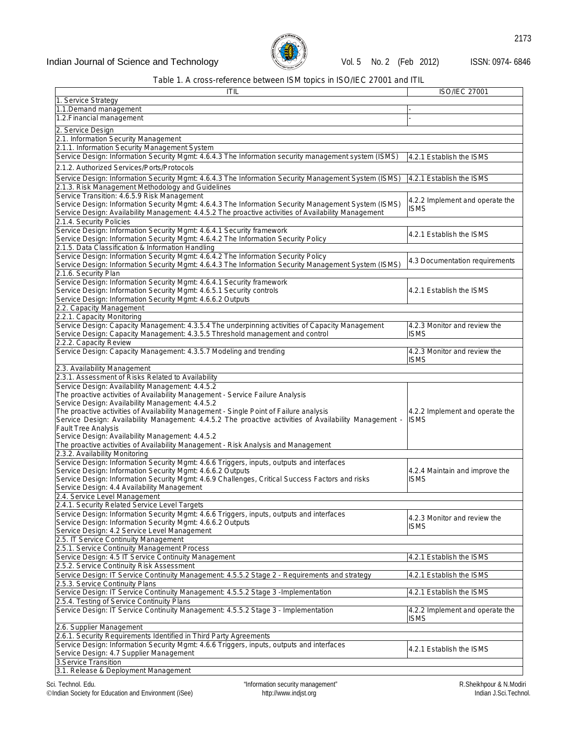Table 1. A cross-reference between ISM topics in ISO/IEC 27001 and ITIL

| ITIL | ISO/IEC 27001 |
|---|---|
| 1. Service Strategy | |
| 1.1.Demand management | - |
| 1.2.Financial management | - |
| 2. Service Design | |
| 2.1. Information Security Management | |
| 2.1.1. Information Security Management System | |
| Service Design: Information Security Mgmt: 4.6.4.3 The Information security management system (ISMS) | 4.2.1 Establish the ISMS |
| 2.1.2. Authorized Services/Ports/Protocols | |
| Service Design: Information Security Mgmt: 4.6.4.3 The Information Security Management System (ISMS) | 4.2.1 Establish the ISMS |
| 2.1.3. Risk Management Methodology and Guidelines | |
| Service Transition: 4.6.5.9 Risk Management<br>Service Design: Information Security Mgmt: 4.6.4.3 The Information Security Management System (ISMS)<br>Service Design: Availability Management: 4.4.5.2 The proactive activities of Availability Management | 4.2.2 Implement and operate the ISMS |
| 2.1.4. Security Policies | |
| Service Design: Information Security Mgmt: 4.6.4.1 Security framework<br>Service Design: Information Security Mgmt: 4.6.4.2 The Information Security Policy | 4.2.1 Establish the ISMS |
| 2.1.5. Data Classification & Information Handling | |
| Service Design: Information Security Mgmt: 4.6.4.2 The Information Security Policy<br>Service Design: Information Security Mgmt: 4.6.4.3 The Information Security Management System (ISMS) | 4.3 Documentation requirements |
| 2.1.6. Security Plan | |
| Service Design: Information Security Mgmt: 4.6.4.1 Security framework<br>Service Design: Information Security Mgmt: 4.6.5.1 Security controls<br>Service Design: Information Security Mgmt: 4.6.6.2 Outputs | 4.2.1 Establish the ISMS |
| 2.2. Capacity Management | |
| 2.2.1. Capacity Monitoring | |
| Service Design: Capacity Management: 4.3.5.4 The underpinning activities of Capacity Management<br>Service Design: Capacity Management: 4.3.5.5 Threshold management and control | 4.2.3 Monitor and review the ISMS |
| 2.2.2. Capacity Review | |
| Service Design: Capacity Management: 4.3.5.7 Modeling and trending | 4.2.3 Monitor and review the ISMS |
| 2.3. Availability Management | |
| 2.3.1. Assessment of Risks Related to Availability | |
| Service Design: Availability Management: 4.4.5.2<br>The proactive activities of Availability Management - Service Failure Analysis<br>Service Design: Availability Management: 4.4.5.2<br>The proactive activities of Availability Management - Single Point of Failure analysis<br>Service Design: Availability Management: 4.4.5.2 The proactive activities of Availability Management - Fault Tree Analysis<br>Service Design: Availability Management: 4.4.5.2<br>The proactive activities of Availability Management - Risk Analysis and Management | 4.2.2 Implement and operate the ISMS |
| 2.3.2. Availability Monitoring | |
| Service Design: Information Security Mgmt: 4.6.6 Triggers, inputs, outputs and interfaces<br>Service Design: Information Security Mgmt: 4.6.6.2 Outputs<br>Service Design: Information Security Mgmt: 4.6.9 Challenges, Critical Success Factors and risks<br>Service Design: 4.4 Availability Management | 4.2.4 Maintain and improve the ISMS |
| 2.4. Service Level Management | |
| 2.4.1. Security Related Service Level Targets | |
| Service Design: Information Security Mgmt: 4.6.6 Triggers, inputs, outputs and interfaces<br>Service Design: Information Security Mgmt: 4.6.6.2 Outputs<br>Service Design: 4.2 Service Level Management | 4.2.3 Monitor and review the ISMS |
| 2.5. IT Service Continuity Management | |
| 2.5.1. Service Continuity Management Process | |
| Service Design: 4.5 IT Service Continuity Management | 4.2.1 Establish the ISMS |
| 2.5.2. Service Continuity Risk Assessment | |
| Service Design: IT Service Continuity Management: 4.5.5.2 Stage 2 - Requirements and strategy | 4.2.1 Establish the ISMS |
| 2.5.3. Service Continuity Plans | |
| Service Design: IT Service Continuity Management: 4.5.5.2 Stage 3 -Implementation | 4.2.1 Establish the ISMS |
| 2.5.4. Testing of Service Continuity Plans | |
| Service Design: IT Service Continuity Management: 4.5.5.2 Stage 3 - Implementation | 4.2.2 Implement and operate the ISMS |
| 2.6. Supplier Management | |
| 2.6.1. Security Requirements Identified in Third Party Agreements | |
| Service Design: Information Security Mgmt: 4.6.6 Triggers, inputs, outputs and interfaces<br>Service Design: 4.7 Supplier Management | 4.2.1 Establish the ISMS |
| 3.Service Transition | |
| 3.1. Release & Deployment Management | |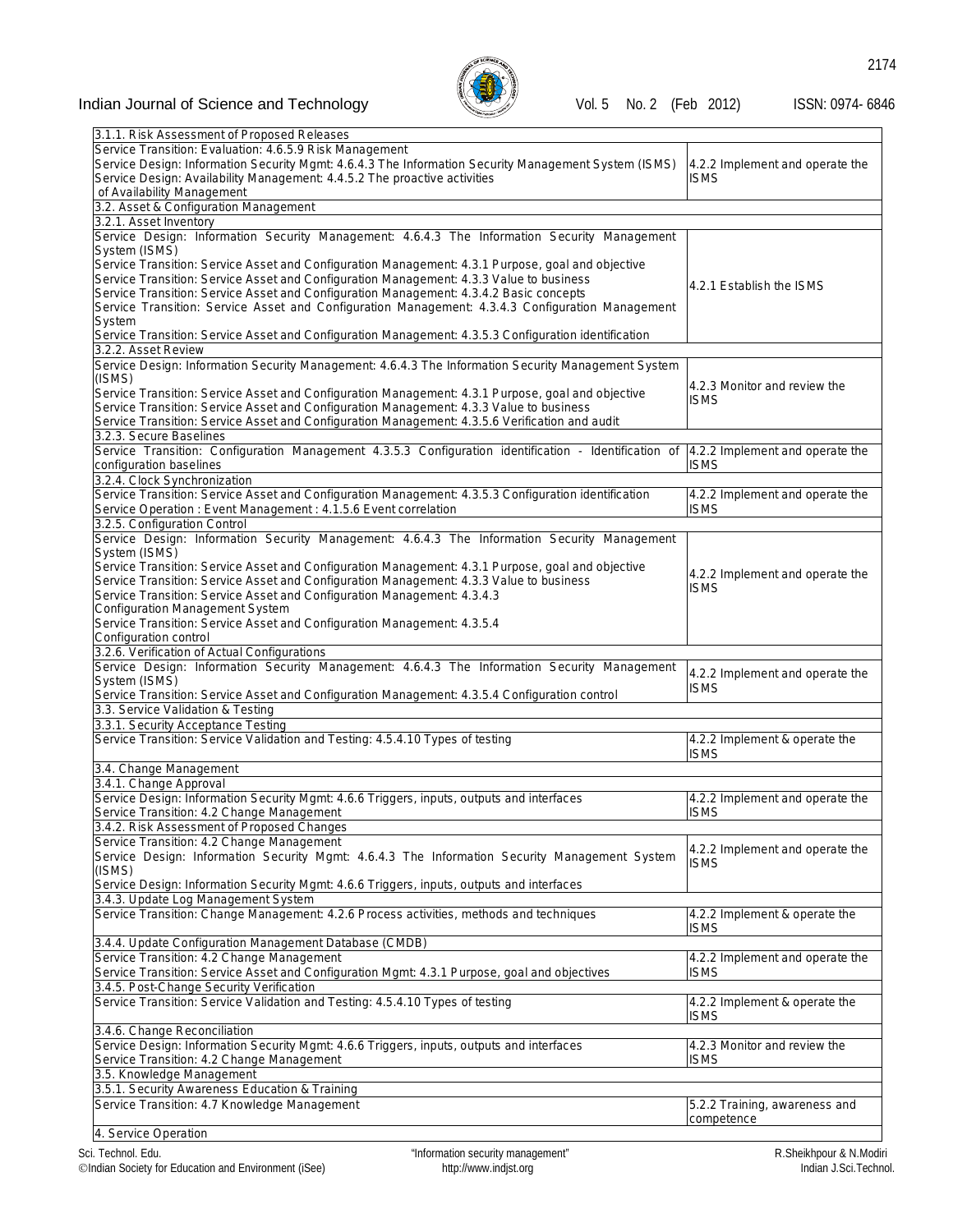| | |
|---|---|
| 3.1.1. Risk Assessment of Proposed Releases | |
| Service Transition: Evaluation: 4.6.5.9 Risk Management<br>Service Design: Information Security Mgmt: 4.6.4.3 The Information Security Management System (ISMS)<br>Service Design: Availability Management: 4.4.5.2 The proactive activities of Availability Management | 4.2.2 Implement and operate the ISMS |
| 3.2. Asset & Configuration Management | |
| 3.2.1. Asset Inventory | |
| Service Design: Information Security Management: 4.6.4.3 The Information Security Management System (ISMS)<br>Service Transition: Service Asset and Configuration Management: 4.3.1 Purpose, goal and objective<br>Service Transition: Service Asset and Configuration Management: 4.3.3 Value to business<br>Service Transition: Service Asset and Configuration Management: 4.3.4.2 Basic concepts<br>Service Transition: Service Asset and Configuration Management: 4.3.4.3 Configuration Management System<br>Service Transition: Service Asset and Configuration Management: 4.3.5.3 Configuration identification | 4.2.1 Establish the ISMS |
| 3.2.2. Asset Review | |
| Service Design: Information Security Management: 4.6.4.3 The Information Security Management System (ISMS)<br>Service Transition: Service Asset and Configuration Management: 4.3.1 Purpose, goal and objective<br>Service Transition: Service Asset and Configuration Management: 4.3.3 Value to business<br>Service Transition: Service Asset and Configuration Management: 4.3.5.6 Verification and audit | 4.2.3 Monitor and review the ISMS |
| 3.2.3. Secure Baselines | |
| Service Transition: Configuration Management 4.3.5.3 Configuration identification - Identification of configuration baselines | 4.2.2 Implement and operate the ISMS |
| 3.2.4. Clock Synchronization | |
| Service Transition: Service Asset and Configuration Management: 4.3.5.3 Configuration identification<br>Service Operation : Event Management : 4.1.5.6 Event correlation | 4.2.2 Implement and operate the ISMS |
| 3.2.5. Configuration Control | |
| Service Design: Information Security Management: 4.6.4.3 The Information Security Management System (ISMS)<br>Service Transition: Service Asset and Configuration Management: 4.3.1 Purpose, goal and objective<br>Service Transition: Service Asset and Configuration Management: 4.3.3 Value to business<br>Service Transition: Service Asset and Configuration Management: 4.3.4.3 Configuration Management System<br>Service Transition: Service Asset and Configuration Management: 4.3.5.4 Configuration control | 4.2.2 Implement and operate the ISMS |
| 3.2.6. Verification of Actual Configurations | |
| Service Design: Information Security Management: 4.6.4.3 The Information Security Management System (ISMS)<br>Service Transition: Service Asset and Configuration Management: 4.3.5.4 Configuration control | 4.2.2 Implement and operate the ISMS |
| 3.3. Service Validation & Testing | |
| 3.3.1. Security Acceptance Testing | |
| Service Transition: Service Validation and Testing: 4.5.4.10 Types of testing | 4.2.2 Implement & operate the ISMS |
| 3.4. Change Management | |
| 3.4.1. Change Approval | |
| Service Design: Information Security Mgmt: 4.6.6 Triggers, inputs, outputs and interfaces<br>Service Transition: 4.2 Change Management | 4.2.2 Implement and operate the ISMS |
| 3.4.2. Risk Assessment of Proposed Changes | |
| Service Transition: 4.2 Change Management<br>Service Design: Information Security Mgmt: 4.6.4.3 The Information Security Management System (ISMS)<br>Service Design: Information Security Mgmt: 4.6.6 Triggers, inputs, outputs and interfaces | 4.2.2 Implement and operate the ISMS |
| 3.4.3. Update Log Management System | |
| Service Transition: Change Management: 4.2.6 Process activities, methods and techniques | 4.2.2 Implement & operate the ISMS |
| 3.4.4. Update Configuration Management Database (CMDB) | |
| Service Transition: 4.2 Change Management<br>Service Transition: Service Asset and Configuration Mgmt: 4.3.1 Purpose, goal and objectives | 4.2.2 Implement and operate the ISMS |
| 3.4.5. Post-Change Security Verification | |
| Service Transition: Service Validation and Testing: 4.5.4.10 Types of testing | 4.2.2 Implement & operate the ISMS |
| 3.4.6. Change Reconciliation | |
| Service Design: Information Security Mgmt: 4.6.6 Triggers, inputs, outputs and interfaces<br>Service Transition: 4.2 Change Management | 4.2.3 Monitor and review the ISMS |
| 3.5. Knowledge Management | |
| 3.5.1. Security Awareness Education & Training | |
| Service Transition: 4.7 Knowledge Management | 5.2.2 Training, awareness and competence |
| 4. Service Operation | |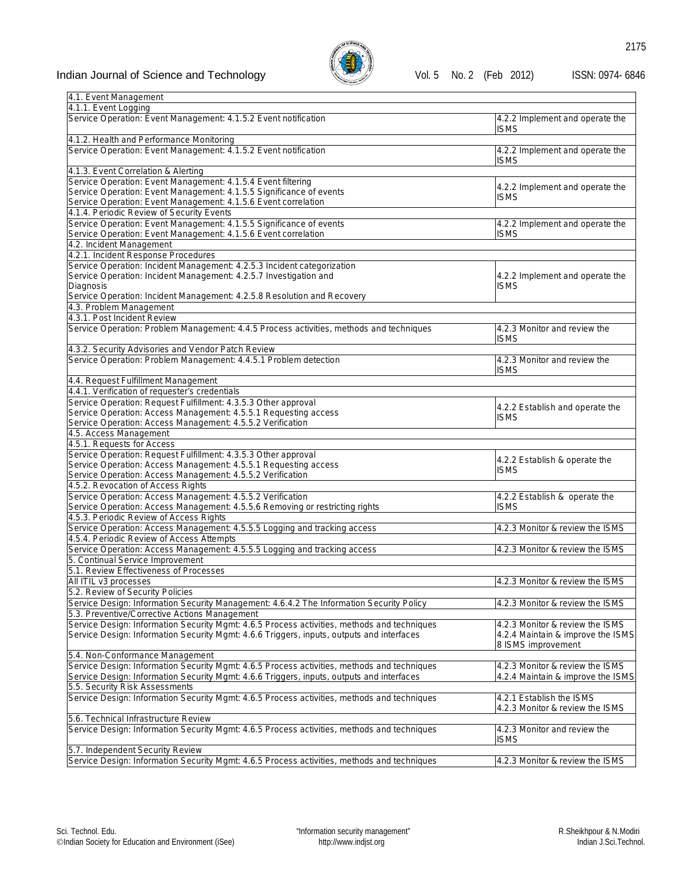| | |
|---|---|
| 4.1. Event Management | |
| 4.1.1. Event Logging | |
| Service Operation: Event Management: 4.1.5.2 Event notification | 4.2.2 Implement and operate the ISMS |
| 4.1.2. Health and Performance Monitoring | |
| Service Operation: Event Management: 4.1.5.2 Event notification | 4.2.2 Implement and operate the ISMS |
| 4.1.3. Event Correlation & Alerting | |
| Service Operation: Event Management: 4.1.5.4 Event filtering<br>Service Operation: Event Management: 4.1.5.5 Significance of events<br>Service Operation: Event Management: 4.1.5.6 Event correlation | 4.2.2 Implement and operate the ISMS |
| 4.1.4. Periodic Review of Security Events | |
| Service Operation: Event Management: 4.1.5.5 Significance of events<br>Service Operation: Event Management: 4.1.5.6 Event correlation | 4.2.2 Implement and operate the ISMS |
| 4.2. Incident Management | |
| 4.2.1. Incident Response Procedures | |
| Service Operation: Incident Management: 4.2.5.3 Incident categorization<br>Service Operation: Incident Management: 4.2.5.7 Investigation and Diagnosis<br>Service Operation: Incident Management: 4.2.5.8 Resolution and Recovery | 4.2.2 Implement and operate the ISMS |
| 4.3. Problem Management | |
| 4.3.1. Post Incident Review | |
| Service Operation: Problem Management: 4.4.5 Process activities, methods and techniques | 4.2.3 Monitor and review the ISMS |
| 4.3.2. Security Advisories and Vendor Patch Review | |
| Service Operation: Problem Management: 4.4.5.1 Problem detection | 4.2.3 Monitor and review the ISMS |
| 4.4. Request Fulfillment Management | |
| 4.4.1. Verification of requester's credentials | |
| Service Operation: Request Fulfillment: 4.3.5.3 Other approval<br>Service Operation: Access Management: 4.5.5.1 Requesting access<br>Service Operation: Access Management: 4.5.5.2 Verification | 4.2.2 Establish and operate the ISMS |
| 4.5. Access Management | |
| 4.5.1. Requests for Access | |
| Service Operation: Request Fulfillment: 4.3.5.3 Other approval<br>Service Operation: Access Management: 4.5.5.1 Requesting access<br>Service Operation: Access Management: 4.5.5.2 Verification | 4.2.2 Establish & operate the ISMS |
| 4.5.2. Revocation of Access Rights | |
| Service Operation: Access Management: 4.5.5.2 Verification<br>Service Operation: Access Management: 4.5.5.6 Removing or restricting rights | 4.2.2 Establish & operate the ISMS |
| 4.5.3. Periodic Review of Access Rights | |
| Service Operation: Access Management: 4.5.5.5 Logging and tracking access | 4.2.3 Monitor & review the ISMS |
| 4.5.4. Periodic Review of Access Attempts | |
| Service Operation: Access Management: 4.5.5.5 Logging and tracking access | 4.2.3 Monitor & review the ISMS |
| 5. Continual Service Improvement | |
| 5.1. Review Effectiveness of Processes | |
| All ITIL v3 processes | 4.2.3 Monitor & review the ISMS |
| 5.2. Review of Security Policies | |
| Service Design: Information Security Management: 4.6.4.2 The Information Security Policy | 4.2.3 Monitor & review the ISMS |
| 5.3. Preventive/Corrective Actions Management | |
| Service Design: Information Security Mgmt: 4.6.5 Process activities, methods and techniques<br>Service Design: Information Security Mgmt: 4.6.6 Triggers, inputs, outputs and interfaces | 4.2.3 Monitor & review the ISMS<br>4.2.4 Maintain & improve the ISMS<br>8 ISMS improvement |
| 5.4. Non-Conformance Management | |
| Service Design: Information Security Mgmt: 4.6.5 Process activities, methods and techniques<br>Service Design: Information Security Mgmt: 4.6.6 Triggers, inputs, outputs and interfaces | 4.2.3 Monitor & review the ISMS<br>4.2.4 Maintain & improve the ISMS |
| 5.5. Security Risk Assessments | |
| Service Design: Information Security Mgmt: 4.6.5 Process activities, methods and techniques | 4.2.1 Establish the ISMS<br>4.2.3 Monitor & review the ISMS |
| 5.6. Technical Infrastructure Review | |
| Service Design: Information Security Mgmt: 4.6.5 Process activities, methods and techniques | 4.2.3 Monitor and review the ISMS |
| 5.7. Independent Security Review | |
| Service Design: Information Security Mgmt: 4.6.5 Process activities, methods and techniques | 4.2.3 Monitor & review the ISMS |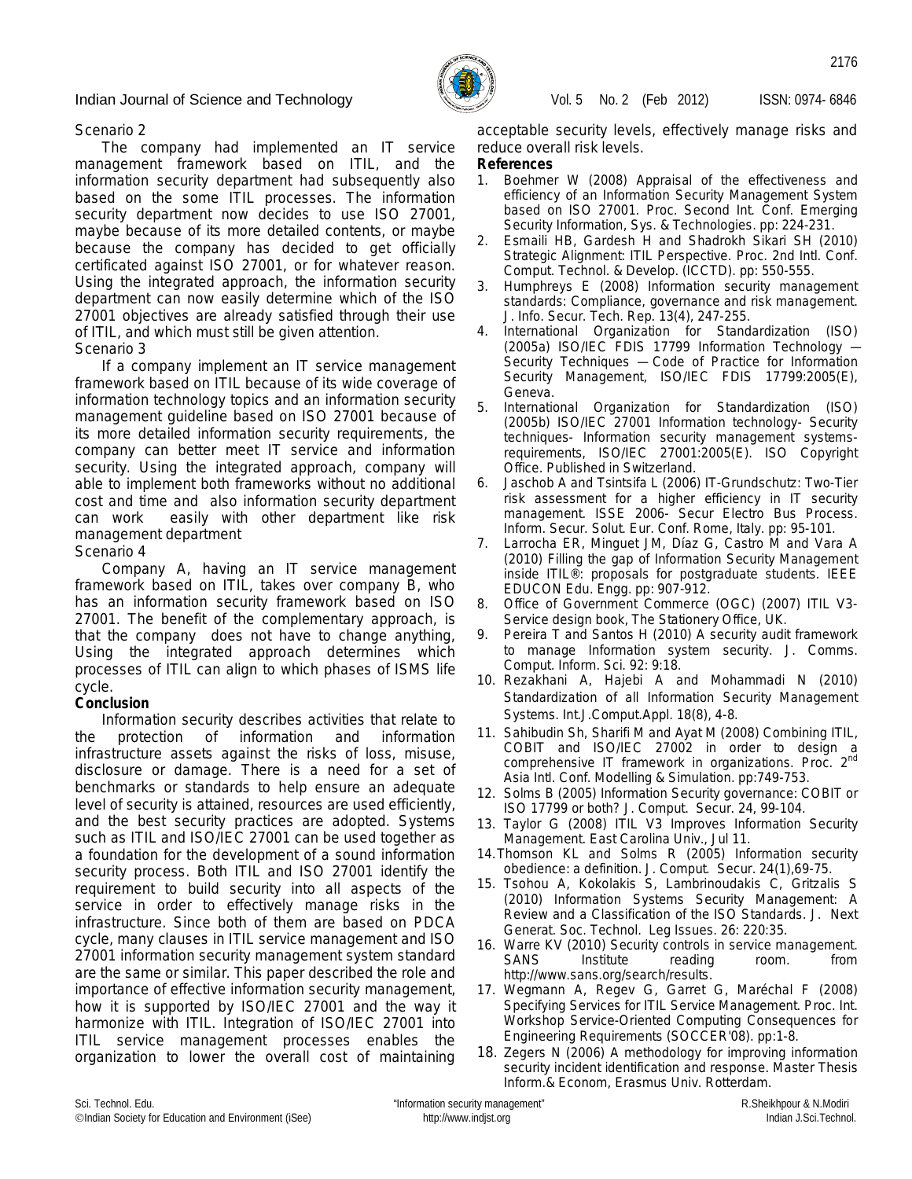Scenario 2

The company had implemented an IT service management framework based on ITIL, and the information security department had subsequently also based on the some ITIL processes. The information security department now decides to use ISO 27001, maybe because of its more detailed contents, or maybe because the company has decided to get officially certificated against ISO 27001, or for whatever reason. Using the integrated approach, the information security department can now easily determine which of the ISO 27001 objectives are already satisfied through their use of ITIL, and which must still be given attention.

Scenario 3

If a company implement an IT service management framework based on ITIL because of its wide coverage of information technology topics and an information security management guideline based on ISO 27001 because of its more detailed information security requirements, the company can better meet IT service and information security. Using the integrated approach, company will able to implement both frameworks without no additional cost and time and also information security department can work easily with other department like risk management department

Scenario 4

Company A, having an IT service management framework based on ITIL, takes over company B, who has an information security framework based on ISO 27001. The benefit of the complementary approach, is that the company does not have to change anything, Using the integrated approach determines which processes of ITIL can align to which phases of ISMS life cycle.

**Conclusion**

Information security describes activities that relate to the protection of information and information infrastructure assets against the risks of loss, misuse, disclosure or damage. There is a need for a set of benchmarks or standards to help ensure an adequate level of security is attained, resources are used efficiently, and the best security practices are adopted. Systems such as ITIL and ISO/IEC 27001 can be used together as a foundation for the development of a sound information security process. Both ITIL and ISO 27001 identify the requirement to build security into all aspects of the service in order to effectively manage risks in the infrastructure. Since both of them are based on PDCA cycle, many clauses in ITIL service management and ISO 27001 information security management system standard are the same or similar. This paper described the role and importance of effective information security management, how it is supported by ISO/IEC 27001 and the way it harmonize with ITIL. Integration of ISO/IEC 27001 into ITIL service management processes enables the organization to lower the overall cost of maintaining acceptable security levels, effectively manage risks and reduce overall risk levels.

**References**

1. Boehmer W (2008) Appraisal of the effectiveness and efficiency of an Information Security Management System based on ISO 27001. Proc. Second Int. Conf. Emerging Security Information, Sys. & Technologies. pp: 224-231.
2. Esmaili HB, Gardesh H and Shadrokh Sikari SH (2010) Strategic Alignment: ITIL Perspective. Proc. 2nd Intl. Conf. Comput. Technol. & Develop. (ICCTD). pp: 550-555.
3. Humphreys E (2008) Information security management standards: Compliance, governance and risk management. J. Info. Secur. Tech. Rep. 13(4), 247-255.
4. International Organization for Standardization (ISO) (2005a) ISO/IEC FDIS 17799 Information Technology — Security Techniques — Code of Practice for Information Security Management, ISO/IEC FDIS 17799:2005(E), Geneva.
5. International Organization for Standardization (ISO) (2005b) ISO/IEC 27001 Information technology- Security techniques- Information security management systems- requirements, ISO/IEC 27001:2005(E). ISO Copyright Office. Published in Switzerland.
6. Jaschob A and Tsintsifa L (2006) IT-Grundschutz: Two-Tier risk assessment for a higher efficiency in IT security management. ISSE 2006- Secur Electro Bus Process. Inform. Secur. Solut. Eur. Conf. Rome, Italy. pp: 95-101.
7. Larrocha ER, Minguet JM, Díaz G, Castro M and Vara A (2010) Filling the gap of Information Security Management inside ITIL®: proposals for postgraduate students. IEEE EDUCON Edu. Engg. pp: 907-912.
8. Office of Government Commerce (OGC) (2007) ITIL V3-Service design book, The Stationery Office, UK.
9. Pereira T and Santos H (2010) A security audit framework to manage Information system security. J. Comms. Comput. Inform. Sci. 92: 9:18.
10. Rezakhani A, Hajebi A and Mohammadi N (2010) Standardization of all Information Security Management Systems. Int.J.Comput.Appl. 18(8), 4-8.
11. Sahibudin Sh, Sharifi M and Ayat M (2008) Combining ITIL, COBIT and ISO/IEC 27002 in order to design a comprehensive IT framework in organizations. Proc. 2nd Asia Intl. Conf. Modelling & Simulation. pp:749-753.
12. Solms B (2005) Information Security governance: COBIT or ISO 17799 or both? J. Comput. Secur. 24, 99-104.
13. Taylor G (2008) ITIL V3 Improves Information Security Management. East Carolina Univ., Jul 11.
14. Thomson KL and Solms R (2005) Information security obedience: a definition. J. Comput. Secur. 24(1),69-75.
15. Tsohou A, Kokolakis S, Lambrinoudakis C, Gritzalis S (2010) Information Systems Security Management: A Review and a Classification of the ISO Standards. J. Next Generat. Soc. Technol. Leg Issues. 26: 220:35.
16. Warre KV (2010) Security controls in service management. SANS Institute reading room. from http://www.sans.org/search/results.
17. Wegmann A, Regev G, Garret G, Maréchal F (2008) Specifying Services for ITIL Service Management. Proc. Int. Workshop Service-Oriented Computing Consequences for Engineering Requirements (SOCCER'08). pp:1-8.
18. Zegers N (2006) A methodology for improving information security incident identification and response. Master Thesis Inform.& Econom, Erasmus Univ. Rotterdam.